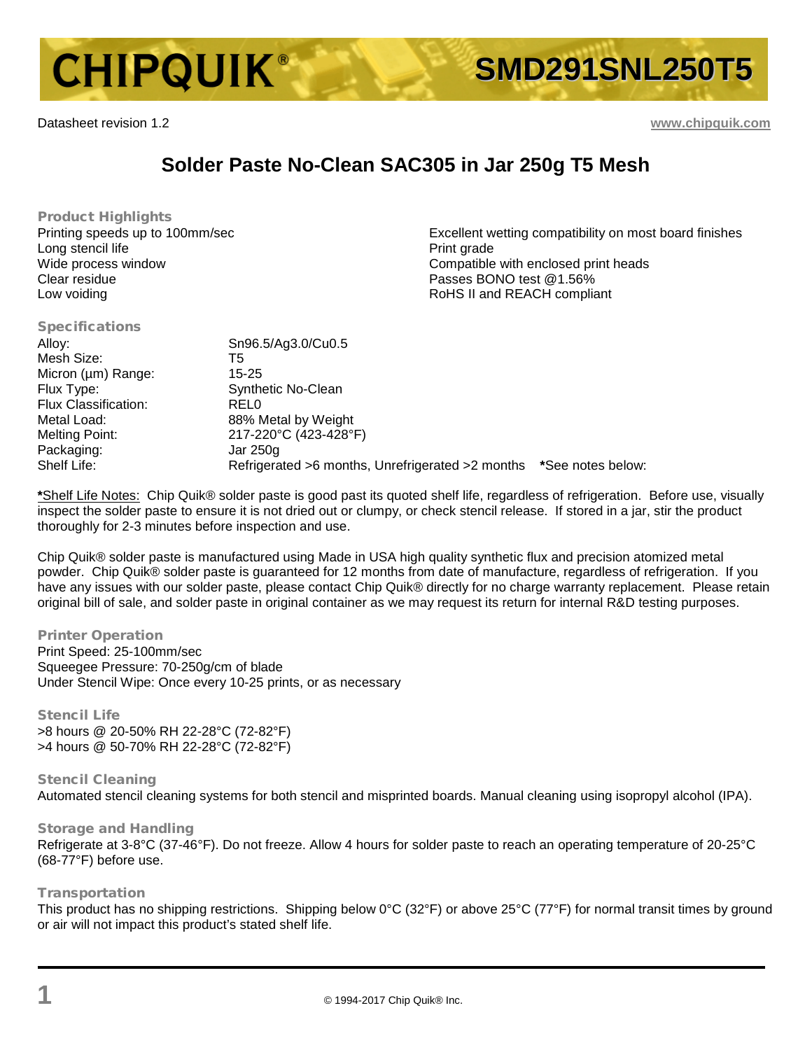# CHIPQUIK® SMD291SNL250T5

Datasheet revision 1.2 www.chipquik.com

## Solder Paste No-Clean SAC305 in Jar 250g T5 Mesh

### Product Highlights

Printing speeds up to 100mm/sec
Long stencil life
Wide process window
Clear residue
Low voiding
Excellent wetting compatibility on most board finishes
Print grade
Compatible with enclosed print heads
Passes BONO test @1.56%
RoHS II and REACH compliant

### Specifications

| | |
|---|---|
| Alloy: | Sn96.5/Ag3.0/Cu0.5 |
| Mesh Size: | T5 |
| Micron (µm) Range: | 15-25 |
| Flux Type: | Synthetic No-Clean |
| Flux Classification: | REL0 |
| Metal Load: | 88% Metal by Weight |
| Melting Point: | 217-220°C (423-428°F) |
| Packaging: | Jar 250g |
| Shelf Life: | Refrigerated >6 months, Unrefrigerated >2 months **\***See notes below: |

**\***Shelf Life Notes: Chip Quik® solder paste is good past its quoted shelf life, regardless of refrigeration. Before use, visually inspect the solder paste to ensure it is not dried out or clumpy, or check stencil release. If stored in a jar, stir the product thoroughly for 2-3 minutes before inspection and use.

Chip Quik® solder paste is manufactured using Made in USA high quality synthetic flux and precision atomized metal powder. Chip Quik® solder paste is guaranteed for 12 months from date of manufacture, regardless of refrigeration. If you have any issues with our solder paste, please contact Chip Quik® directly for no charge warranty replacement. Please retain original bill of sale, and solder paste in original container as we may request its return for internal R&D testing purposes.

### Printer Operation

Print Speed: 25-100mm/sec
Squeegee Pressure: 70-250g/cm of blade
Under Stencil Wipe: Once every 10-25 prints, or as necessary

### Stencil Life

>8 hours @ 20-50% RH 22-28°C (72-82°F)
>4 hours @ 50-70% RH 22-28°C (72-82°F)

### Stencil Cleaning

Automated stencil cleaning systems for both stencil and misprinted boards. Manual cleaning using isopropyl alcohol (IPA).

### Storage and Handling

Refrigerate at 3-8°C (37-46°F). Do not freeze. Allow 4 hours for solder paste to reach an operating temperature of 20-25°C (68-77°F) before use.

### Transportation

This product has no shipping restrictions. Shipping below 0°C (32°F) or above 25°C (77°F) for normal transit times by ground or air will not impact this product's stated shelf life.

© 1994-2017 Chip Quik® Inc.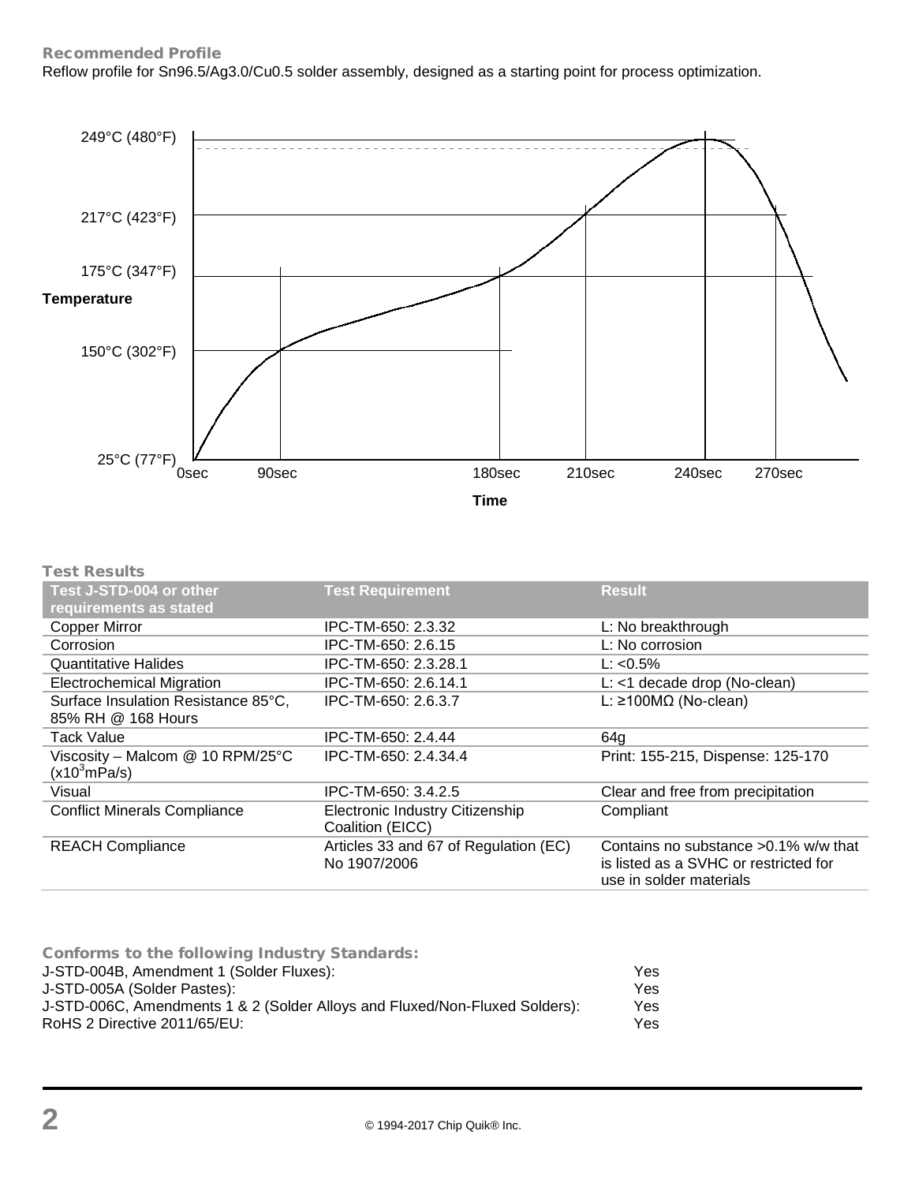### Recommended Profile

Reflow profile for Sn96.5/Ag3.0/Cu0.5 solder assembly, designed as a starting point for process optimization.

249°C (480°F)
217°C (423°F)
175°C (347°F)
Temperature
150°C (302°F)
25°C (77°F)
0sec
90sec
180sec
210sec
240sec
270sec
Time

### Test Results

| Test J-STD-004 or other requirements as stated | Test Requirement | Result |
|---|---|---|
| Copper Mirror | IPC-TM-650: 2.3.32 | L: No breakthrough |
| Corrosion | IPC-TM-650: 2.6.15 | L: No corrosion |
| Quantitative Halides | IPC-TM-650: 2.3.28.1 | L: <0.5% |
| Electrochemical Migration | IPC-TM-650: 2.6.14.1 | L: <1 decade drop (No-clean) |
| Surface Insulation Resistance 85°C, 85% RH @ 168 Hours | IPC-TM-650: 2.6.3.7 | L: ≥100MΩ (No-clean) |
| Tack Value | IPC-TM-650: 2.4.44 | 64g |
| Viscosity – Malcom @ 10 RPM/25°C ($x10^3$mPa/s) | IPC-TM-650: 2.4.34.4 | Print: 155-215, Dispense: 125-170 |
| Visual | IPC-TM-650: 3.4.2.5 | Clear and free from precipitation |
| Conflict Minerals Compliance | Electronic Industry Citizenship Coalition (EICC) | Compliant |
| REACH Compliance | Articles 33 and 67 of Regulation (EC) No 1907/2006 | Contains no substance >0.1% w/w that is listed as a SVHC or restricted for use in solder materials |

### Conforms to the following Industry Standards:

| | |
|---|---|
| J-STD-004B, Amendment 1 (Solder Fluxes): | Yes |
| J-STD-005A (Solder Pastes): | Yes |
| J-STD-006C, Amendments 1 & 2 (Solder Alloys and Fluxed/Non-Fluxed Solders): | Yes |
| RoHS 2 Directive 2011/65/EU: | Yes |

© 1994-2017 Chip Quik® Inc.